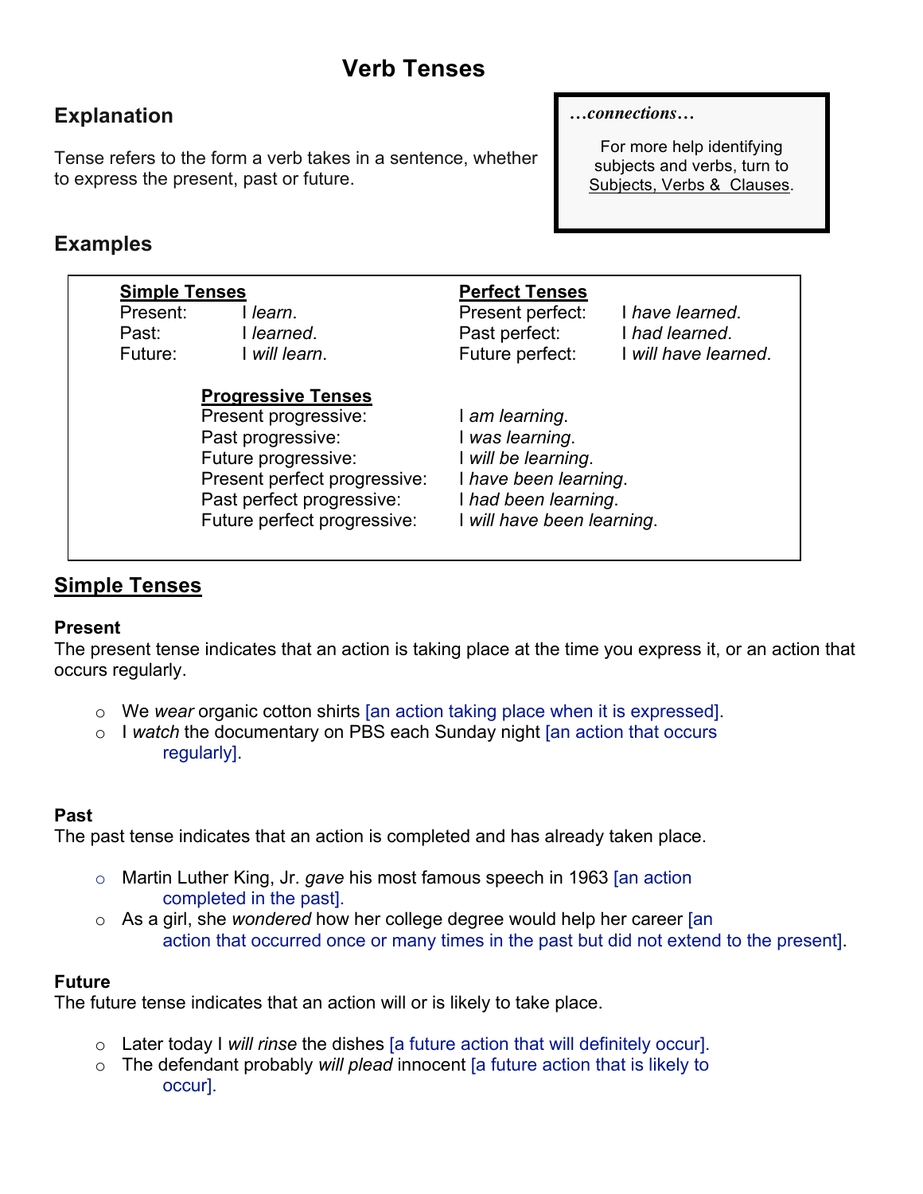# Verb Tenses

## Explanation

Tense refers to the form a verb takes in a sentence, whether to express the present, past or future.

> ***…connections…***
>
> For more help identifying subjects and verbs, turn to Subjects, Verbs & Clauses.

## Examples

| **Simple Tenses** | | **Perfect Tenses** | |
|---|---|---|---|
| Present: | I *learn*. | Present perfect: | I *have learned*. |
| Past: | I *learned*. | Past perfect: | I *had learned*. |
| Future: | I *will learn*. | Future perfect: | I *will have learned*. |

| **Progressive Tenses** | |
|---|---|
| Present progressive: | I *am learning*. |
| Past progressive: | I *was learning*. |
| Future progressive: | I *will be learning*. |
| Present perfect progressive: | I *have been learning*. |
| Past perfect progressive: | I *had been learning*. |
| Future perfect progressive: | I *will have been learning*. |

## Simple Tenses

### Present

The present tense indicates that an action is taking place at the time you express it, or an action that occurs regularly.

- We *wear* organic cotton shirts [an action taking place when it is expressed].
- I *watch* the documentary on PBS each Sunday night [an action that occurs regularly].

### Past

The past tense indicates that an action is completed and has already taken place.

- Martin Luther King, Jr. *gave* his most famous speech in 1963 [an action completed in the past].
- As a girl, she *wondered* how her college degree would help her career [an action that occurred once or many times in the past but did not extend to the present].

### Future

The future tense indicates that an action will or is likely to take place.

- Later today I *will rinse* the dishes [a future action that will definitely occur].
- The defendant probably *will plead* innocent [a future action that is likely to occur].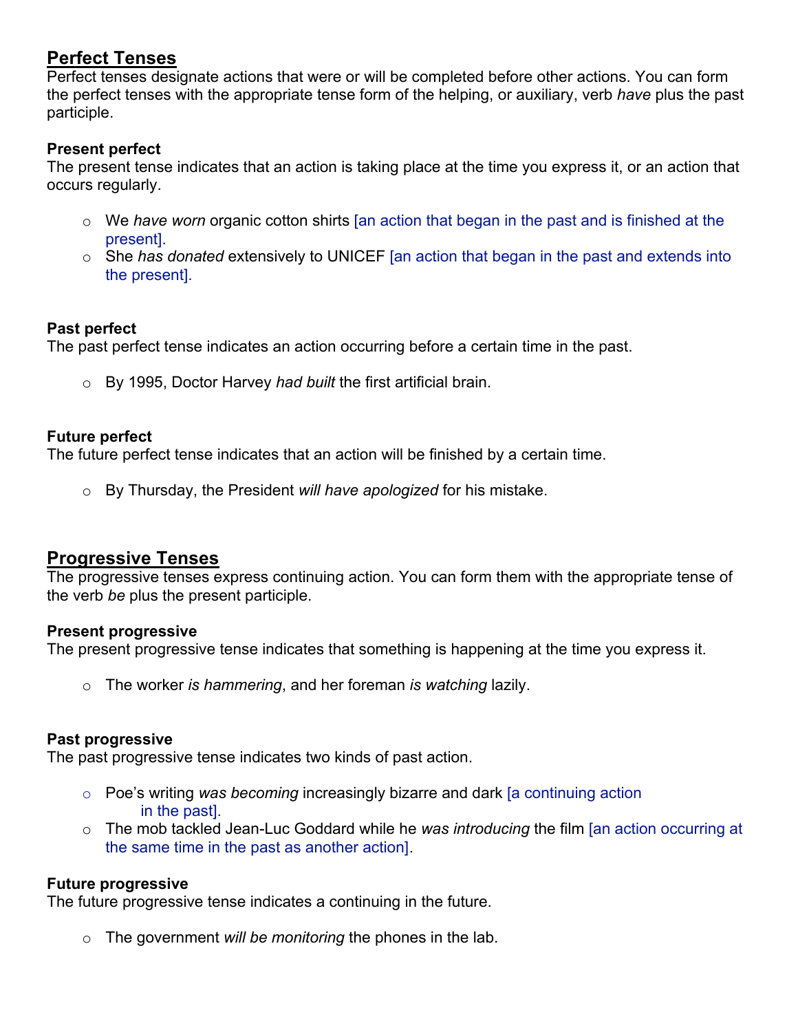## Perfect Tenses

Perfect tenses designate actions that were or will be completed before other actions. You can form the perfect tenses with the appropriate tense form of the helping, or auxiliary, verb *have* plus the past participle.

### Present perfect

The present tense indicates that an action is taking place at the time you express it, or an action that occurs regularly.

- We *have worn* organic cotton shirts [an action that began in the past and is finished at the present].
- She *has donated* extensively to UNICEF [an action that began in the past and extends into the present].

### Past perfect

The past perfect tense indicates an action occurring before a certain time in the past.

- By 1995, Doctor Harvey *had built* the first artificial brain.

### Future perfect

The future perfect tense indicates that an action will be finished by a certain time.

- By Thursday, the President *will have apologized* for his mistake.

## Progressive Tenses

The progressive tenses express continuing action. You can form them with the appropriate tense of the verb *be* plus the present participle.

### Present progressive

The present progressive tense indicates that something is happening at the time you express it.

- The worker *is hammering*, and her foreman *is watching* lazily.

### Past progressive

The past progressive tense indicates two kinds of past action.

- Poe's writing *was becoming* increasingly bizarre and dark [a continuing action in the past].
- The mob tackled Jean-Luc Goddard while he *was introducing* the film [an action occurring at the same time in the past as another action].

### Future progressive

The future progressive tense indicates a continuing in the future.

- The government *will be monitoring* the phones in the lab.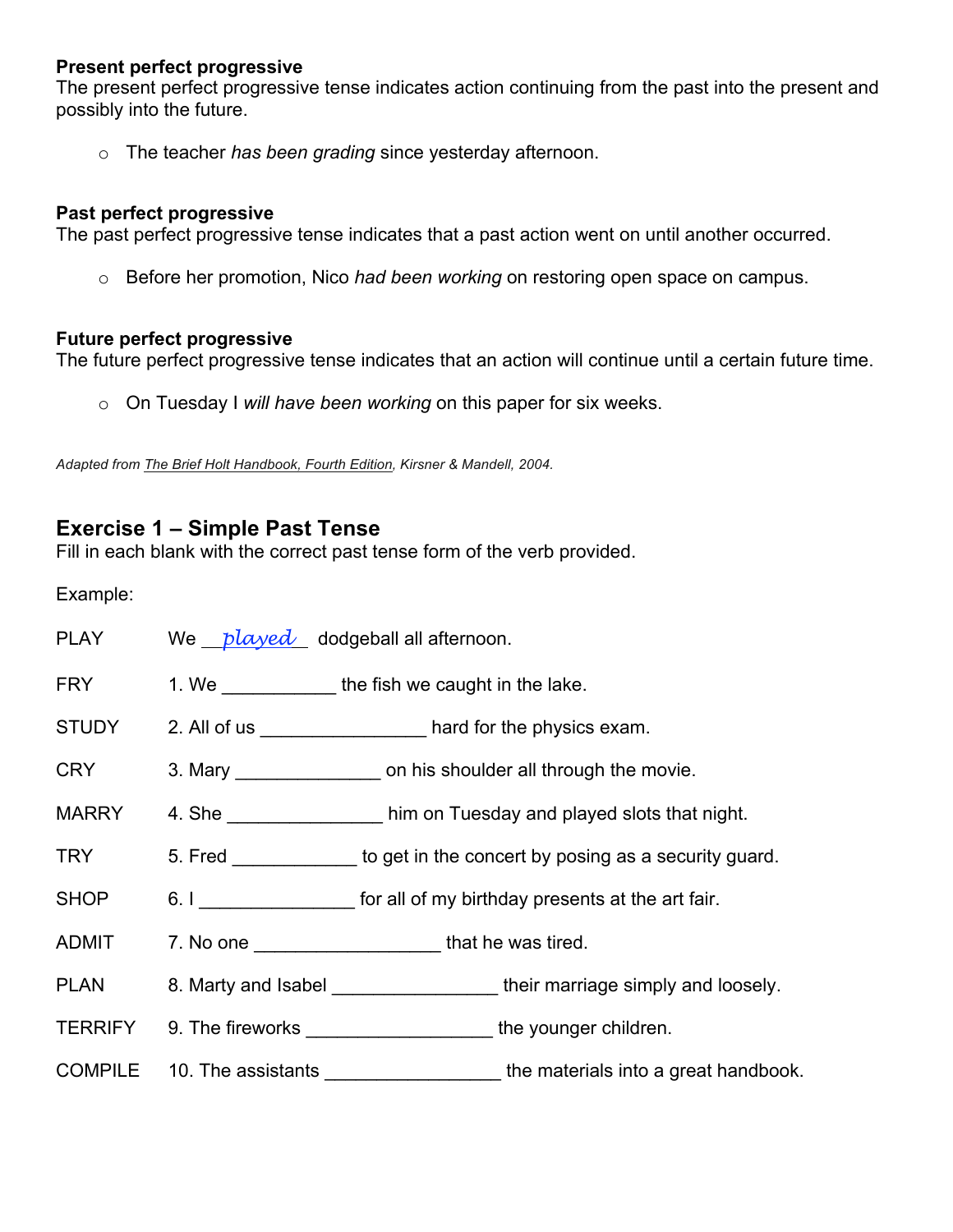**Present perfect progressive**
The present perfect progressive tense indicates action continuing from the past into the present and possibly into the future.

- The teacher *has been grading* since yesterday afternoon.

**Past perfect progressive**
The past perfect progressive tense indicates that a past action went on until another occurred.

- Before her promotion, Nico *had been working* on restoring open space on campus.

**Future perfect progressive**
The future perfect progressive tense indicates that an action will continue until a certain future time.

- On Tuesday I *will have been working* on this paper for six weeks.

*Adapted from The Brief Holt Handbook, Fourth Edition, Kirsner & Mandell, 2004.*

## Exercise 1 – Simple Past Tense

Fill in each blank with the correct past tense form of the verb provided.

Example:

PLAY    We __*played*__ dodgeball all afternoon.

FRY    1. We ___________ the fish we caught in the lake.

STUDY    2. All of us ________________ hard for the physics exam.

CRY    3. Mary ______________ on his shoulder all through the movie.

MARRY    4. She _______________ him on Tuesday and played slots that night.

TRY    5. Fred ____________ to get in the concert by posing as a security guard.

SHOP    6. I _______________ for all of my birthday presents at the art fair.

ADMIT    7. No one __________________ that he was tired.

PLAN    8. Marty and Isabel ________________ their marriage simply and loosely.

TERRIFY    9. The fireworks __________________ the younger children.

COMPILE    10. The assistants _________________ the materials into a great handbook.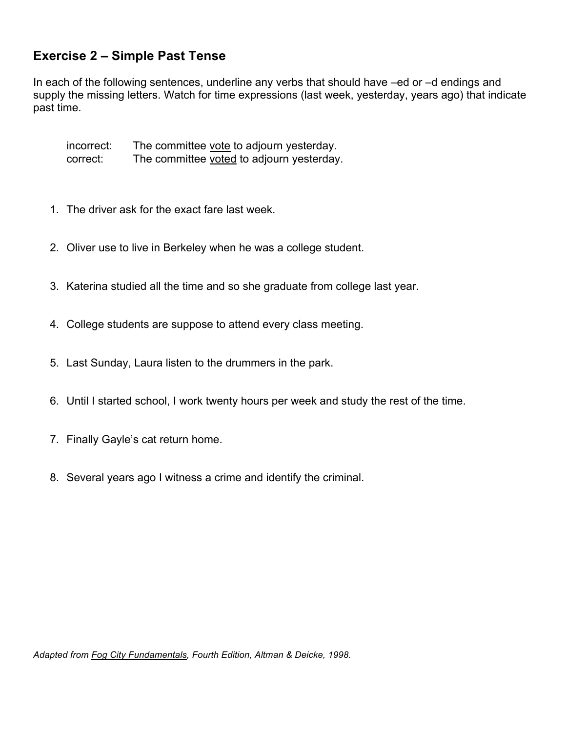## Exercise 2 – Simple Past Tense

In each of the following sentences, underline any verbs that should have –ed or –d endings and supply the missing letters. Watch for time expressions (last week, yesterday, years ago) that indicate past time.

> incorrect: The committee <u>vote</u> to adjourn yesterday.
> correct: The committee <u>voted</u> to adjourn yesterday.

1. The driver ask for the exact fare last week.
2. Oliver use to live in Berkeley when he was a college student.
3. Katerina studied all the time and so she graduate from college last year.
4. College students are suppose to attend every class meeting.
5. Last Sunday, Laura listen to the drummers in the park.
6. Until I started school, I work twenty hours per week and study the rest of the time.
7. Finally Gayle's cat return home.
8. Several years ago I witness a crime and identify the criminal.

*Adapted from <u>Fog City Fundamentals</u>, Fourth Edition, Altman & Deicke, 1998.*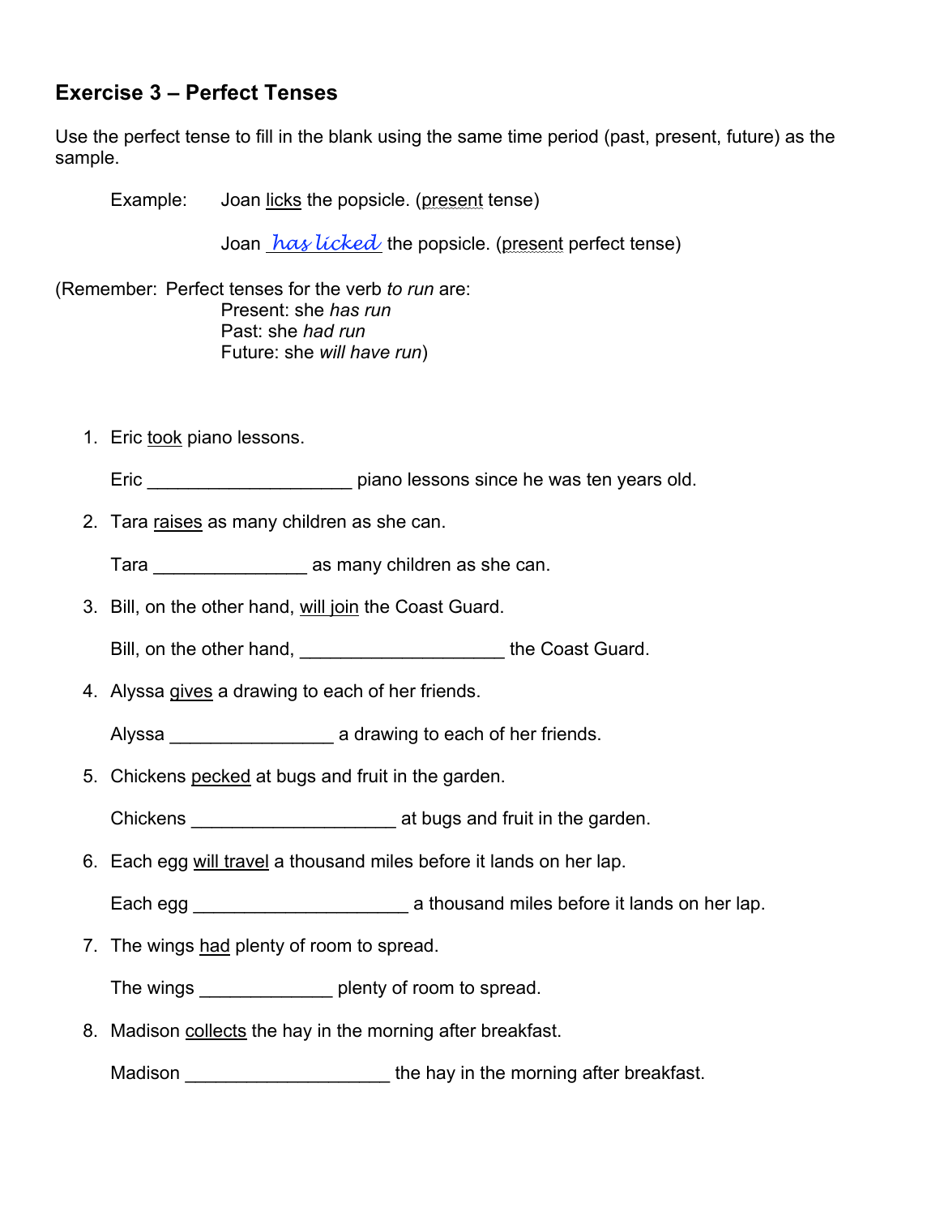### Exercise 3 – Perfect Tenses

Use the perfect tense to fill in the blank using the same time period (past, present, future) as the sample.

Example: Joan <u>licks</u> the popsicle. (present tense)

Joan <u>*has licked*</u> the popsicle. (present perfect tense)

(Remember: Perfect tenses for the verb *to run* are:
Present: she *has run*
Past: she *had run*
Future: she *will have run*)

1. Eric <u>took</u> piano lessons.

   Eric ____________________ piano lessons since he was ten years old.

2. Tara <u>raises</u> as many children as she can.

   Tara _______________ as many children as she can.

3. Bill, on the other hand, <u>will join</u> the Coast Guard.

   Bill, on the other hand, ____________________ the Coast Guard.

4. Alyssa <u>gives</u> a drawing to each of her friends.

   Alyssa ________________ a drawing to each of her friends.

5. Chickens <u>pecked</u> at bugs and fruit in the garden.

   Chickens ____________________ at bugs and fruit in the garden.

6. Each egg <u>will travel</u> a thousand miles before it lands on her lap.

   Each egg _____________________ a thousand miles before it lands on her lap.

7. The wings <u>had</u> plenty of room to spread.

   The wings _____________ plenty of room to spread.

8. Madison <u>collects</u> the hay in the morning after breakfast.

   Madison ____________________ the hay in the morning after breakfast.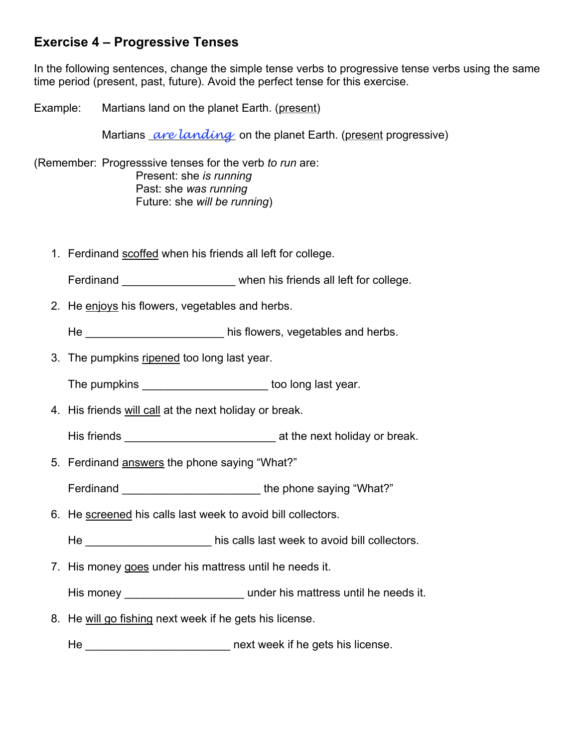## Exercise 4 – Progressive Tenses

In the following sentences, change the simple tense verbs to progressive tense verbs using the same time period (present, past, future). Avoid the perfect tense for this exercise.

Example: Martians land on the planet Earth. (present)

Martians _are landing_ on the planet Earth. (present progressive)

(Remember: Progresssive tenses for the verb *to run* are:
Present: she *is running*
Past: she *was running*
Future: she *will be running*)

1. Ferdinand scoffed when his friends all left for college.

   Ferdinand ___________________ when his friends all left for college.

2. He enjoys his flowers, vegetables and herbs.

   He _______________________ his flowers, vegetables and herbs.

3. The pumpkins ripened too long last year.

   The pumpkins _____________________ too long last year.

4. His friends will call at the next holiday or break.

   His friends _________________________ at the next holiday or break.

5. Ferdinand answers the phone saying "What?"

   Ferdinand _______________________ the phone saying "What?"

6. He screened his calls last week to avoid bill collectors.

   He _____________________ his calls last week to avoid bill collectors.

7. His money goes under his mattress until he needs it.

   His money ____________________ under his mattress until he needs it.

8. He will go fishing next week if he gets his license.

   He ________________________ next week if he gets his license.